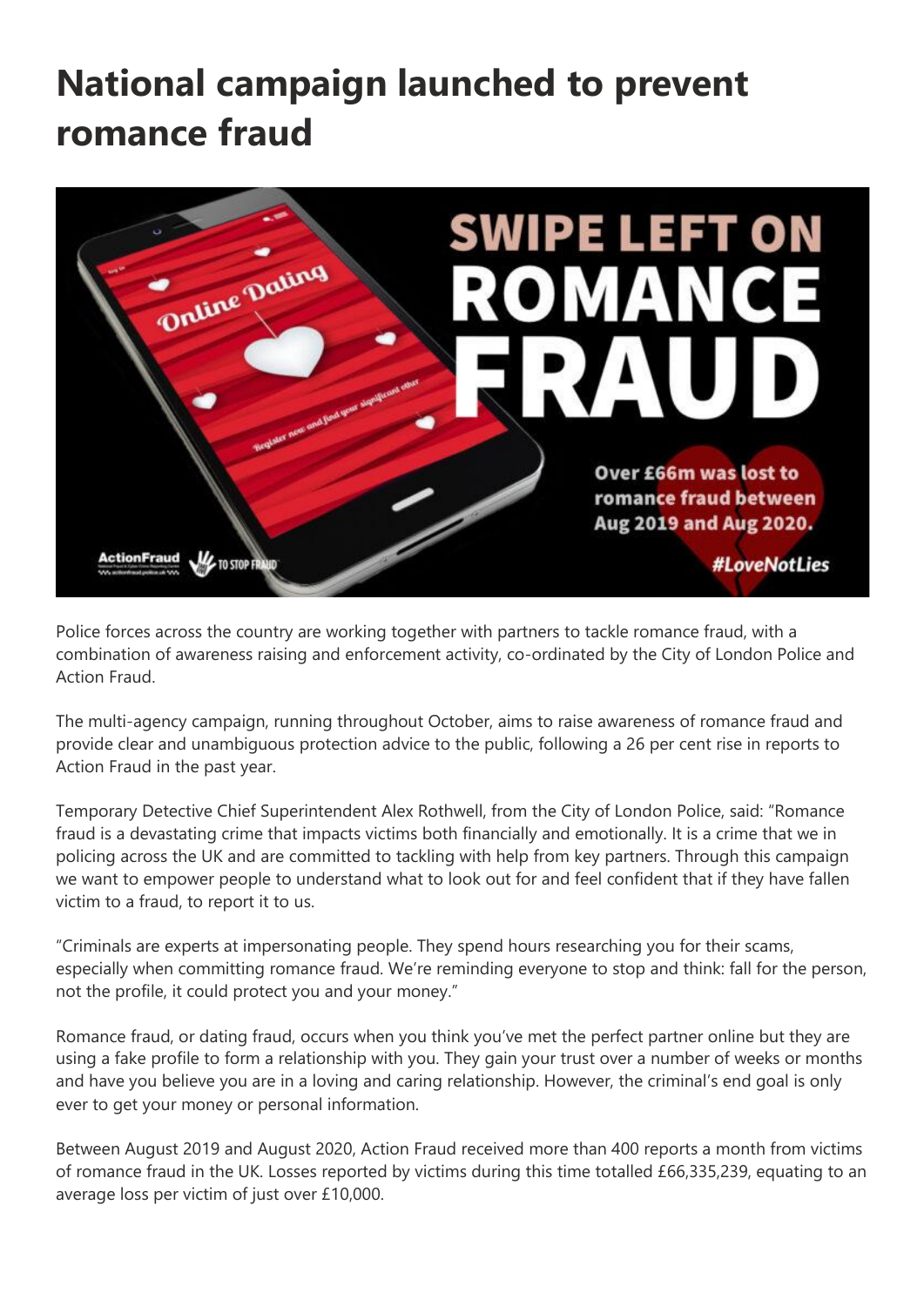# National campaign launched to prevent romance fraud

Police forces across the country are working together with partners to tackle romance fraud, with a combination of awareness raising and enforcement activity, co-ordinated by the City of London Police and Action Fraud.

The multi-agency campaign, running throughout October, aims to raise awareness of romance fraud and provide clear and unambiguous protection advice to the public, following a 26 per cent rise in reports to Action Fraud in the past year.

Temporary Detective Chief Superintendent Alex Rothwell, from the City of London Police, said: "Romance fraud is a devastating crime that impacts victims both financially and emotionally. It is a crime that we in policing across the UK and are committed to tackling with help from key partners. Through this campaign we want to empower people to understand what to look out for and feel confident that if they have fallen victim to a fraud, to report it to us.

"Criminals are experts at impersonating people. They spend hours researching you for their scams, especially when committing romance fraud. We're reminding everyone to stop and think: fall for the person, not the profile, it could protect you and your money."

Romance fraud, or dating fraud, occurs when you think you've met the perfect partner online but they are using a fake profile to form a relationship with you. They gain your trust over a number of weeks or months and have you believe you are in a loving and caring relationship. However, the criminal's end goal is only ever to get your money or personal information.

Between August 2019 and August 2020, Action Fraud received more than 400 reports a month from victims of romance fraud in the UK. Losses reported by victims during this time totalled £66,335,239, equating to an average loss per victim of just over £10,000.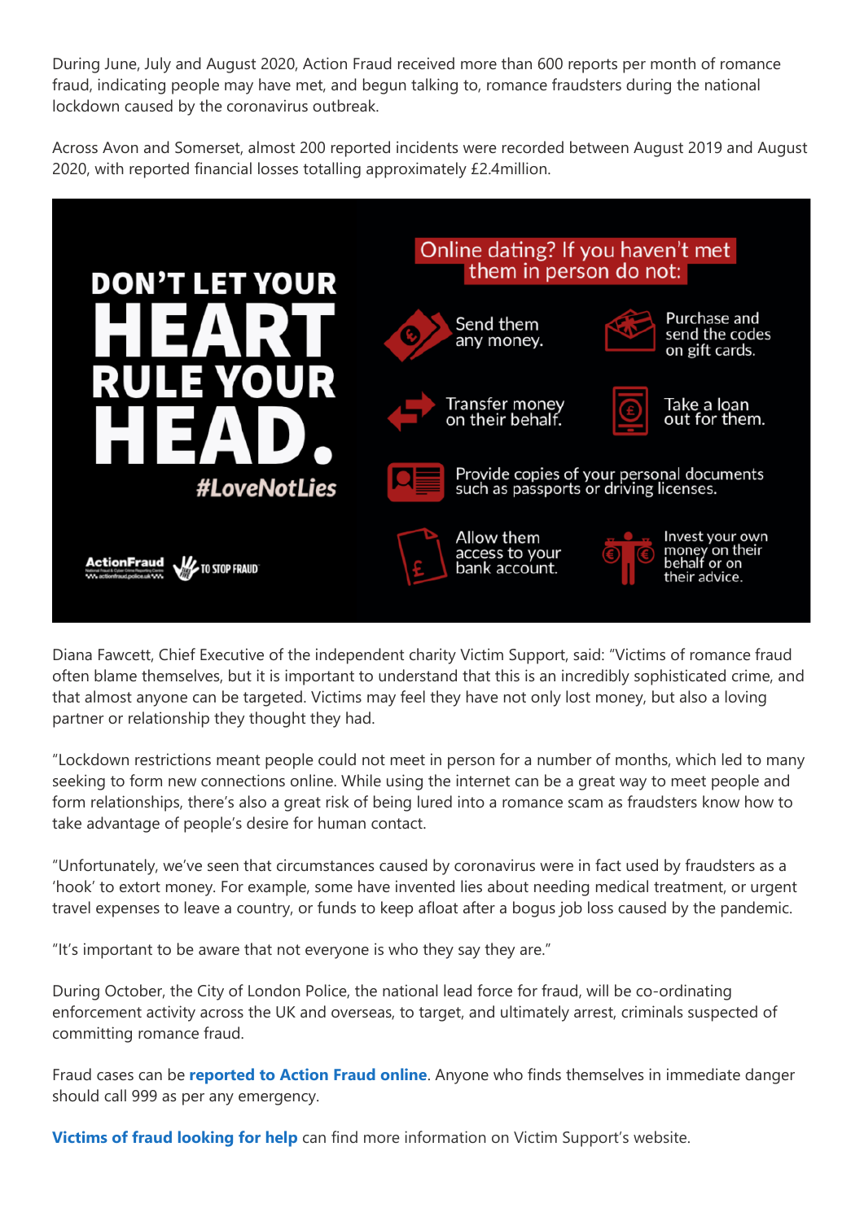During June, July and August 2020, Action Fraud received more than 600 reports per month of romance fraud, indicating people may have met, and begun talking to, romance fraudsters during the national lockdown caused by the coronavirus outbreak.

Across Avon and Somerset, almost 200 reported incidents were recorded between August 2019 and August 2020, with reported financial losses totalling approximately £2.4million.

DON'T LET YOUR HEART RULE YOUR HEAD.

#LoveNotLies

ActionFraud

TO STOP FRAUD

Online dating? If you haven't met them in person do not:

- Send them any money.
- Purchase and send the codes on gift cards.
- Transfer money on their behalf.
- Take a loan out for them.
- Provide copies of your personal documents such as passports or driving licenses.
- Allow them access to your bank account.
- Invest your own money on their behalf or on their advice.

Diana Fawcett, Chief Executive of the independent charity Victim Support, said: "Victims of romance fraud often blame themselves, but it is important to understand that this is an incredibly sophisticated crime, and that almost anyone can be targeted. Victims may feel they have not only lost money, but also a loving partner or relationship they thought they had.

"Lockdown restrictions meant people could not meet in person for a number of months, which led to many seeking to form new connections online. While using the internet can be a great way to meet people and form relationships, there's also a great risk of being lured into a romance scam as fraudsters know how to take advantage of people's desire for human contact.

"Unfortunately, we've seen that circumstances caused by coronavirus were in fact used by fraudsters as a 'hook' to extort money. For example, some have invented lies about needing medical treatment, or urgent travel expenses to leave a country, or funds to keep afloat after a bogus job loss caused by the pandemic.

"It's important to be aware that not everyone is who they say they are."

During October, the City of London Police, the national lead force for fraud, will be co-ordinating enforcement activity across the UK and overseas, to target, and ultimately arrest, criminals suspected of committing romance fraud.

Fraud cases can be **reported to Action Fraud online**. Anyone who finds themselves in immediate danger should call 999 as per any emergency.

**Victims of fraud looking for help** can find more information on Victim Support's website.